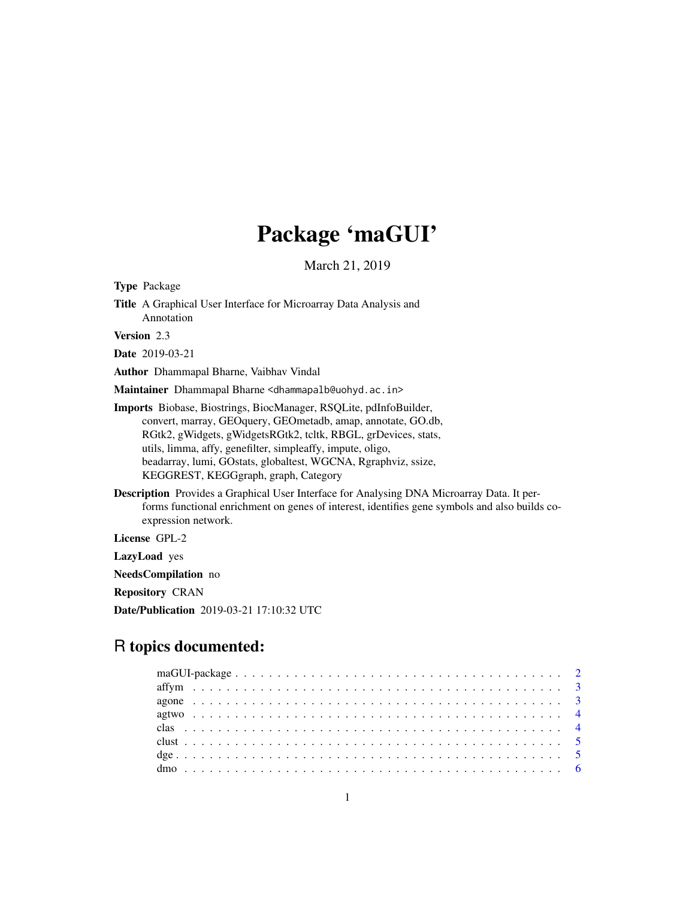# Package 'maGUI'

March 21, 2019

**Type** Package

**Title** A Graphical User Interface for Microarray Data Analysis and Annotation

**Version** 2.3

**Date** 2019-03-21

**Author** Dhammapal Bharne, Vaibhav Vindal

**Maintainer** Dhammapal Bharne <dhammapalb@uohyd.ac.in>

**Imports** Biobase, Biostrings, BiocManager, RSQLite, pdInfoBuilder, convert, marray, GEOquery, GEOmetadb, amap, annotate, GO.db, RGtk2, gWidgets, gWidgetsRGtk2, tcltk, RBGL, grDevices, stats, utils, limma, affy, genefilter, simpleaffy, impute, oligo, beadarray, lumi, GOstats, globaltest, WGCNA, Rgraphviz, ssize, KEGGREST, KEGGgraph, graph, Category

**Description** Provides a Graphical User Interface for Analysing DNA Microarray Data. It performs functional enrichment on genes of interest, identifies gene symbols and also builds co-expression network.

**License** GPL-2

**LazyLoad** yes

**NeedsCompilation** no

**Repository** CRAN

**Date/Publication** 2019-03-21 17:10:32 UTC

## R topics documented:

maGUI-package . . . . . . . . . . . . . . . . . . . . . . . . . . . . . . . . . . . . . 2
affym . . . . . . . . . . . . . . . . . . . . . . . . . . . . . . . . . . . . . . . . . . 3
agone . . . . . . . . . . . . . . . . . . . . . . . . . . . . . . . . . . . . . . . . . . 3
agtwo . . . . . . . . . . . . . . . . . . . . . . . . . . . . . . . . . . . . . . . . . . 4
clas . . . . . . . . . . . . . . . . . . . . . . . . . . . . . . . . . . . . . . . . . . . 4
clust . . . . . . . . . . . . . . . . . . . . . . . . . . . . . . . . . . . . . . . . . . . 5
dge . . . . . . . . . . . . . . . . . . . . . . . . . . . . . . . . . . . . . . . . . . . . 5
dmo . . . . . . . . . . . . . . . . . . . . . . . . . . . . . . . . . . . . . . . . . . . . 6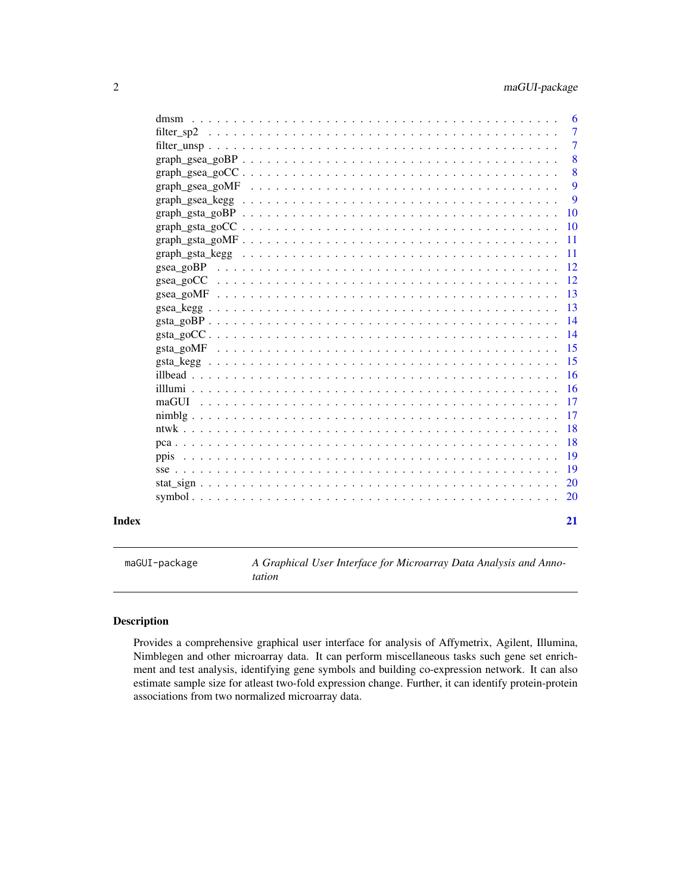| | |
|---|---|
| dmsm | 6 |
| filter_sp2 | 7 |
| filter_unsp | 7 |
| graph_gsea_goBP | 8 |
| graph_gsea_goCC | 8 |
| graph_gsea_goMF | 9 |
| graph_gsea_kegg | 9 |
| graph_gsta_goBP | 10 |
| graph_gsta_goCC | 10 |
| graph_gsta_goMF | 11 |
| graph_gsta_kegg | 11 |
| gsea_goBP | 12 |
| gsea_goCC | 12 |
| gsea_goMF | 13 |
| gsea_kegg | 13 |
| gsta_goBP | 14 |
| gsta_goCC | 14 |
| gsta_goMF | 15 |
| gsta_kegg | 15 |
| illbead | 16 |
| illlumi | 16 |
| maGUI | 17 |
| nimblg | 17 |
| ntwk | 18 |
| pca | 18 |
| ppis | 19 |
| sse | 19 |
| stat_sign | 20 |
| symbol | 20 |

**Index** **21**

---

`maGUI-package` *A Graphical User Interface for Microarray Data Analysis and Annotation*

---

## Description

Provides a comprehensive graphical user interface for analysis of Affymetrix, Agilent, Illumina, Nimblegen and other microarray data. It can perform miscellaneous tasks such gene set enrichment and test analysis, identifying gene symbols and building co-expression network. It can also estimate sample size for atleast two-fold expression change. Further, it can identify protein-protein associations from two normalized microarray data.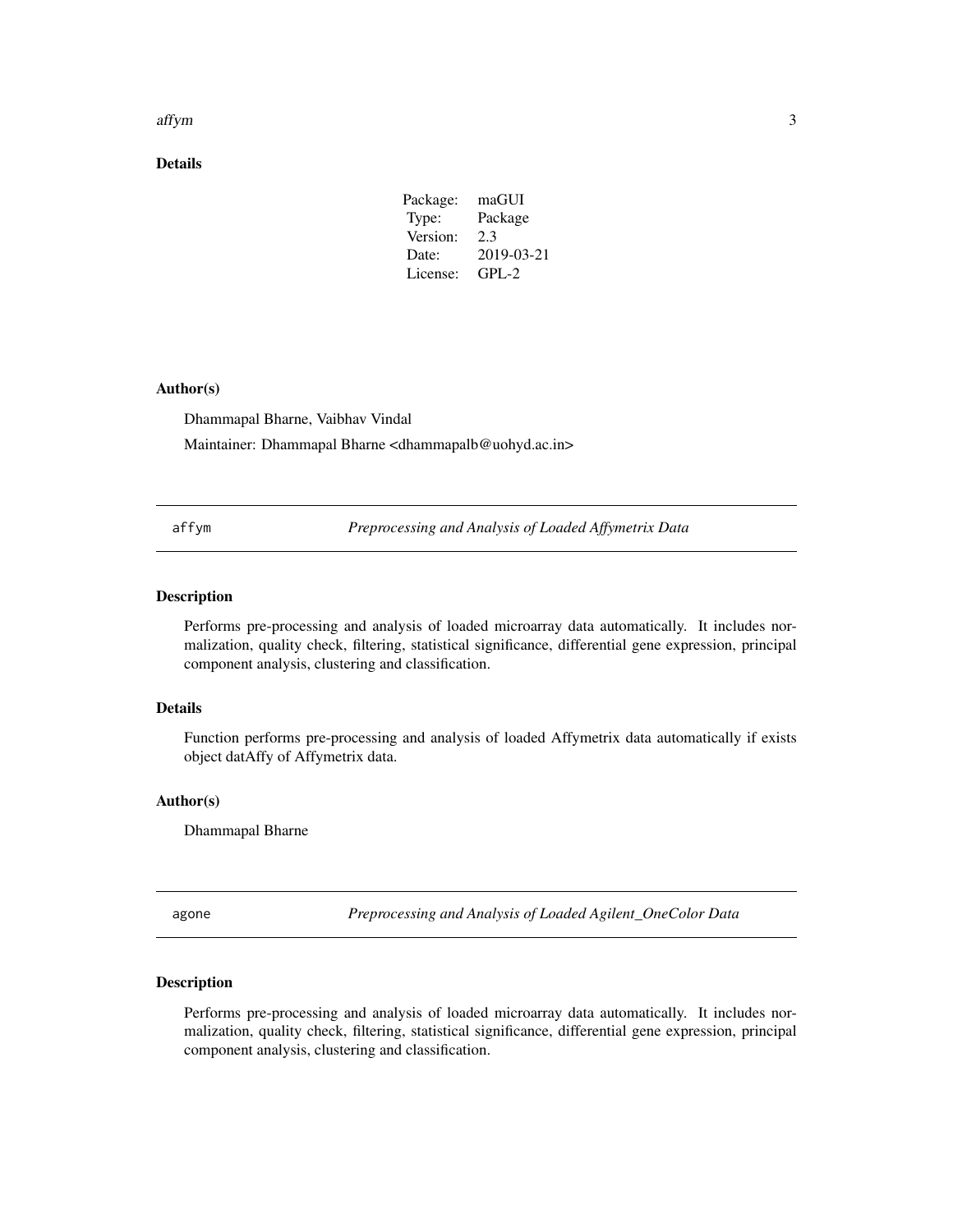### Details

| Package: | maGUI |
| --- | --- |
| Type: | Package |
| Version: | 2.3 |
| Date: | 2019-03-21 |
| License: | GPL-2 |

### Author(s)

Dhammapal Bharne, Vaibhav Vindal

Maintainer: Dhammapal Bharne <dhammapalb@uohyd.ac.in>

---

## affym — *Preprocessing and Analysis of Loaded Affymetrix Data*

---

### Description

Performs pre-processing and analysis of loaded microarray data automatically. It includes normalization, quality check, filtering, statistical significance, differential gene expression, principal component analysis, clustering and classification.

### Details

Function performs pre-processing and analysis of loaded Affymetrix data automatically if exists object datAffy of Affymetrix data.

### Author(s)

Dhammapal Bharne

---

## agone — *Preprocessing and Analysis of Loaded Agilent_OneColor Data*

---

### Description

Performs pre-processing and analysis of loaded microarray data automatically. It includes normalization, quality check, filtering, statistical significance, differential gene expression, principal component analysis, clustering and classification.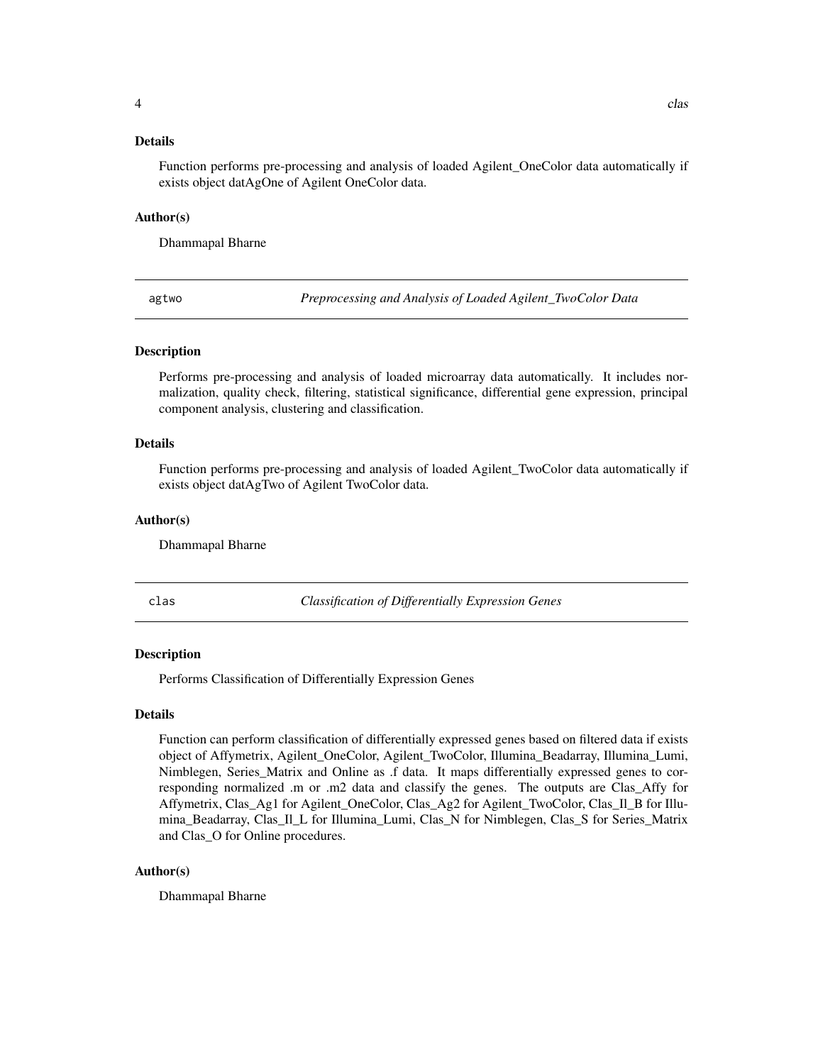### Details

Function performs pre-processing and analysis of loaded Agilent_OneColor data automatically if exists object datAgOne of Agilent OneColor data.

### Author(s)

Dhammapal Bharne

---

## agtwo — *Preprocessing and Analysis of Loaded Agilent_TwoColor Data*

---

### Description

Performs pre-processing and analysis of loaded microarray data automatically. It includes normalization, quality check, filtering, statistical significance, differential gene expression, principal component analysis, clustering and classification.

### Details

Function performs pre-processing and analysis of loaded Agilent_TwoColor data automatically if exists object datAgTwo of Agilent TwoColor data.

### Author(s)

Dhammapal Bharne

---

## clas — *Classification of Differentially Expression Genes*

---

### Description

Performs Classification of Differentially Expression Genes

### Details

Function can perform classification of differentially expressed genes based on filtered data if exists object of Affymetrix, Agilent_OneColor, Agilent_TwoColor, Illumina_Beadarray, Illumina_Lumi, Nimblegen, Series_Matrix and Online as .f data. It maps differentially expressed genes to corresponding normalized .m or .m2 data and classify the genes. The outputs are Clas_Affy for Affymetrix, Clas_Ag1 for Agilent_OneColor, Clas_Ag2 for Agilent_TwoColor, Clas_Il_B for Illumina_Beadarray, Clas_Il_L for Illumina_Lumi, Clas_N for Nimblegen, Clas_S for Series_Matrix and Clas_O for Online procedures.

### Author(s)

Dhammapal Bharne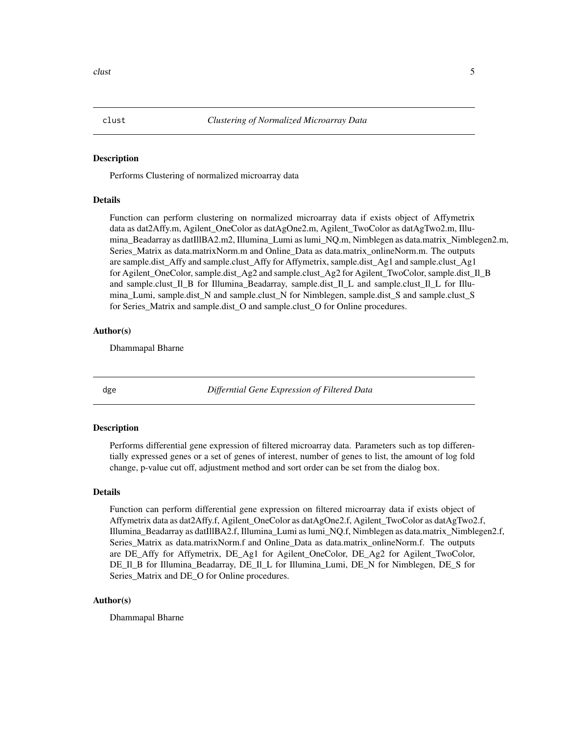## clust *Clustering of Normalized Microarray Data*

### Description

Performs Clustering of normalized microarray data

### Details

Function can perform clustering on normalized microarray data if exists object of Affymetrix data as dat2Affy.m, Agilent_OneColor as datAgOne2.m, Agilent_TwoColor as datAgTwo2.m, Illumina_Beadarray as datIllBA2.m2, Illumina_Lumi as lumi_NQ.m, Nimblegen as data.matrix_Nimblegen2.m, Series_Matrix as data.matrixNorm.m and Online_Data as data.matrix_onlineNorm.m. The outputs are sample.dist_Affy and sample.clust_Affy for Affymetrix, sample.dist_Ag1 and sample.clust_Ag1 for Agilent_OneColor, sample.dist_Ag2 and sample.clust_Ag2 for Agilent_TwoColor, sample.dist_Il_B and sample.clust_Il_B for Illumina_Beadarray, sample.dist_Il_L and sample.clust_Il_L for Illumina_Lumi, sample.dist_N and sample.clust_N for Nimblegen, sample.dist_S and sample.clust_S for Series_Matrix and sample.dist_O and sample.clust_O for Online procedures.

### Author(s)

Dhammapal Bharne

## dge *Differntial Gene Expression of Filtered Data*

### Description

Performs differential gene expression of filtered microarray data. Parameters such as top differentially expressed genes or a set of genes of interest, number of genes to list, the amount of log fold change, p-value cut off, adjustment method and sort order can be set from the dialog box.

### Details

Function can perform differential gene expression on filtered microarray data if exists object of Affymetrix data as dat2Affy.f, Agilent_OneColor as datAgOne2.f, Agilent_TwoColor as datAgTwo2.f, Illumina_Beadarray as datIllBA2.f, Illumina_Lumi as lumi_NQ.f, Nimblegen as data.matrix_Nimblegen2.f, Series_Matrix as data.matrixNorm.f and Online_Data as data.matrix_onlineNorm.f. The outputs are DE_Affy for Affymetrix, DE_Ag1 for Agilent_OneColor, DE_Ag2 for Agilent_TwoColor, DE_Il_B for Illumina_Beadarray, DE_Il_L for Illumina_Lumi, DE_N for Nimblegen, DE_S for Series_Matrix and DE_O for Online procedures.

### Author(s)

Dhammapal Bharne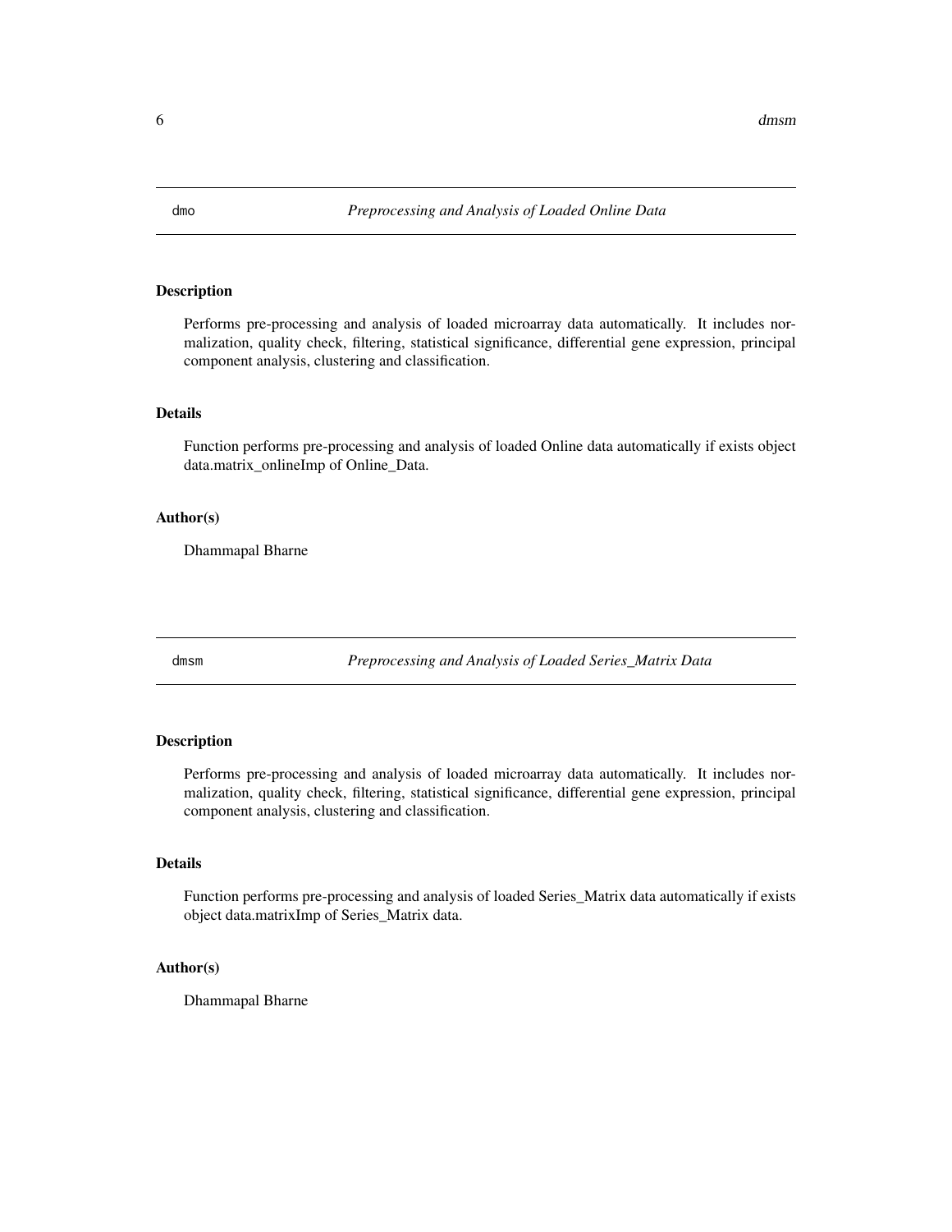## dmo — *Preprocessing and Analysis of Loaded Online Data*

### Description

Performs pre-processing and analysis of loaded microarray data automatically. It includes normalization, quality check, filtering, statistical significance, differential gene expression, principal component analysis, clustering and classification.

### Details

Function performs pre-processing and analysis of loaded Online data automatically if exists object data.matrix_onlineImp of Online_Data.

### Author(s)

Dhammapal Bharne

## dmsm — *Preprocessing and Analysis of Loaded Series_Matrix Data*

### Description

Performs pre-processing and analysis of loaded microarray data automatically. It includes normalization, quality check, filtering, statistical significance, differential gene expression, principal component analysis, clustering and classification.

### Details

Function performs pre-processing and analysis of loaded Series_Matrix data automatically if exists object data.matrixImp of Series_Matrix data.

### Author(s)

Dhammapal Bharne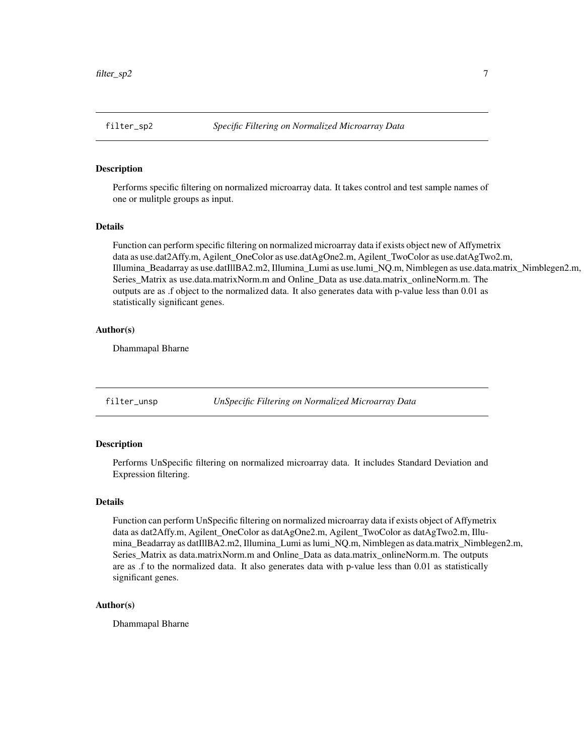## filter_sp2 *Specific Filtering on Normalized Microarray Data*

### Description

Performs specific filtering on normalized microarray data. It takes control and test sample names of one or mulitple groups as input.

### Details

Function can perform specific filtering on normalized microarray data if exists object new of Affymetrix data as use.dat2Affy.m, Agilent_OneColor as use.datAgOne2.m, Agilent_TwoColor as use.datAgTwo2.m, Illumina_Beadarray as use.datIllBA2.m2, Illumina_Lumi as use.lumi_NQ.m, Nimblegen as use.data.matrix_Nimblegen2.m, Series_Matrix as use.data.matrixNorm.m and Online_Data as use.data.matrix_onlineNorm.m. The outputs are as .f object to the normalized data. It also generates data with p-value less than 0.01 as statistically significant genes.

### Author(s)

Dhammapal Bharne

## filter_unsp *UnSpecific Filtering on Normalized Microarray Data*

### Description

Performs UnSpecific filtering on normalized microarray data. It includes Standard Deviation and Expression filtering.

### Details

Function can perform UnSpecific filtering on normalized microarray data if exists object of Affymetrix data as dat2Affy.m, Agilent_OneColor as datAgOne2.m, Agilent_TwoColor as datAgTwo2.m, Illumina_Beadarray as datIllBA2.m2, Illumina_Lumi as lumi_NQ.m, Nimblegen as data.matrix_Nimblegen2.m, Series_Matrix as data.matrixNorm.m and Online_Data as data.matrix_onlineNorm.m. The outputs are as .f to the normalized data. It also generates data with p-value less than 0.01 as statistically significant genes.

### Author(s)

Dhammapal Bharne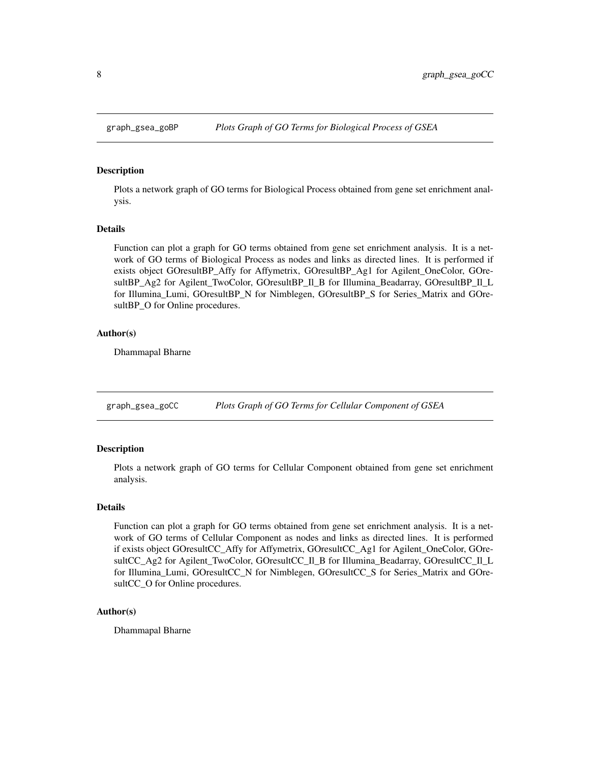## graph_gsea_goBP *Plots Graph of GO Terms for Biological Process of GSEA*

### Description

Plots a network graph of GO terms for Biological Process obtained from gene set enrichment analysis.

### Details

Function can plot a graph for GO terms obtained from gene set enrichment analysis. It is a network of GO terms of Biological Process as nodes and links as directed lines. It is performed if exists object GOresultBP_Affy for Affymetrix, GOresultBP_Ag1 for Agilent_OneColor, GOresultBP_Ag2 for Agilent_TwoColor, GOresultBP_Il_B for Illumina_Beadarray, GOresultBP_Il_L for Illumina_Lumi, GOresultBP_N for Nimblegen, GOresultBP_S for Series_Matrix and GOresultBP_O for Online procedures.

### Author(s)

Dhammapal Bharne

## graph_gsea_goCC *Plots Graph of GO Terms for Cellular Component of GSEA*

### Description

Plots a network graph of GO terms for Cellular Component obtained from gene set enrichment analysis.

### Details

Function can plot a graph for GO terms obtained from gene set enrichment analysis. It is a network of GO terms of Cellular Component as nodes and links as directed lines. It is performed if exists object GOresultCC_Affy for Affymetrix, GOresultCC_Ag1 for Agilent_OneColor, GOresultCC_Ag2 for Agilent_TwoColor, GOresultCC_Il_B for Illumina_Beadarray, GOresultCC_Il_L for Illumina_Lumi, GOresultCC_N for Nimblegen, GOresultCC_S for Series_Matrix and GOresultCC_O for Online procedures.

### Author(s)

Dhammapal Bharne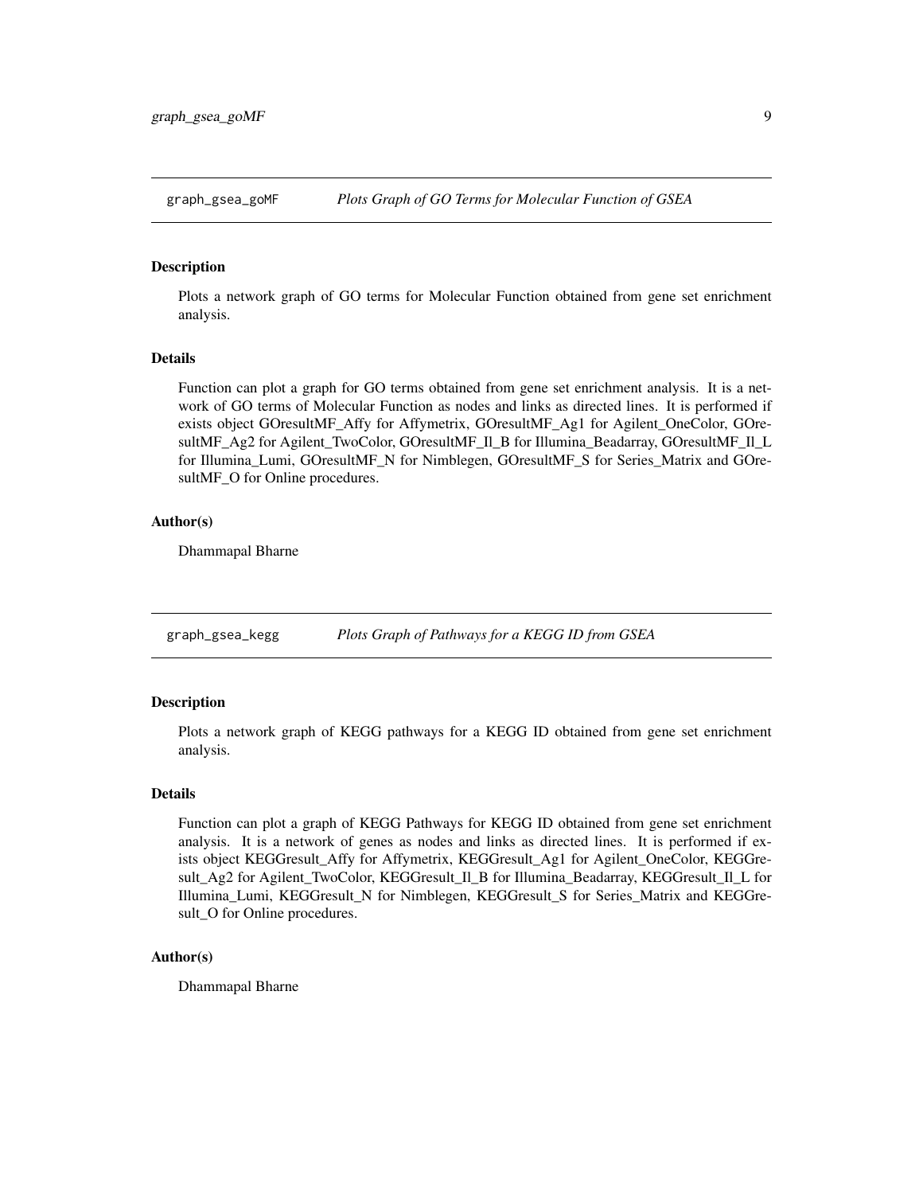## `graph_gsea_goMF` *Plots Graph of GO Terms for Molecular Function of GSEA*

### Description

Plots a network graph of GO terms for Molecular Function obtained from gene set enrichment analysis.

### Details

Function can plot a graph for GO terms obtained from gene set enrichment analysis. It is a network of GO terms of Molecular Function as nodes and links as directed lines. It is performed if exists object GOresultMF_Affy for Affymetrix, GOresultMF_Ag1 for Agilent_OneColor, GOresultMF_Ag2 for Agilent_TwoColor, GOresultMF_Il_B for Illumina_Beadarray, GOresultMF_Il_L for Illumina_Lumi, GOresultMF_N for Nimblegen, GOresultMF_S for Series_Matrix and GOresultMF_O for Online procedures.

### Author(s)

Dhammapal Bharne

## `graph_gsea_kegg` *Plots Graph of Pathways for a KEGG ID from GSEA*

### Description

Plots a network graph of KEGG pathways for a KEGG ID obtained from gene set enrichment analysis.

### Details

Function can plot a graph of KEGG Pathways for KEGG ID obtained from gene set enrichment analysis. It is a network of genes as nodes and links as directed lines. It is performed if exists object KEGGresult_Affy for Affymetrix, KEGGresult_Ag1 for Agilent_OneColor, KEGGresult_Ag2 for Agilent_TwoColor, KEGGresult_Il_B for Illumina_Beadarray, KEGGresult_Il_L for Illumina_Lumi, KEGGresult_N for Nimblegen, KEGGresult_S for Series_Matrix and KEGGresult_O for Online procedures.

### Author(s)

Dhammapal Bharne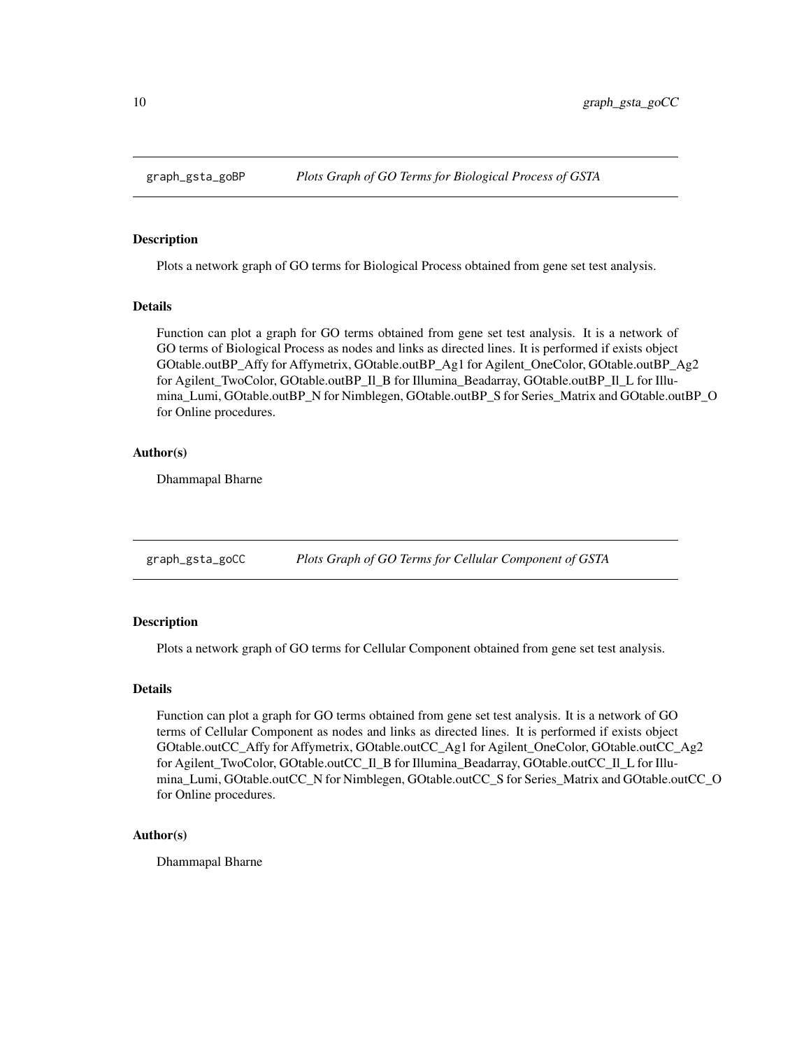## graph_gsta_goBP *Plots Graph of GO Terms for Biological Process of GSTA*

### Description

Plots a network graph of GO terms for Biological Process obtained from gene set test analysis.

### Details

Function can plot a graph for GO terms obtained from gene set test analysis. It is a network of GO terms of Biological Process as nodes and links as directed lines. It is performed if exists object GOtable.outBP_Affy for Affymetrix, GOtable.outBP_Ag1 for Agilent_OneColor, GOtable.outBP_Ag2 for Agilent_TwoColor, GOtable.outBP_Il_B for Illumina_Beadarray, GOtable.outBP_Il_L for Illumina_Lumi, GOtable.outBP_N for Nimblegen, GOtable.outBP_S for Series_Matrix and GOtable.outBP_O for Online procedures.

### Author(s)

Dhammapal Bharne

## graph_gsta_goCC *Plots Graph of GO Terms for Cellular Component of GSTA*

### Description

Plots a network graph of GO terms for Cellular Component obtained from gene set test analysis.

### Details

Function can plot a graph for GO terms obtained from gene set test analysis. It is a network of GO terms of Cellular Component as nodes and links as directed lines. It is performed if exists object GOtable.outCC_Affy for Affymetrix, GOtable.outCC_Ag1 for Agilent_OneColor, GOtable.outCC_Ag2 for Agilent_TwoColor, GOtable.outCC_Il_B for Illumina_Beadarray, GOtable.outCC_Il_L for Illumina_Lumi, GOtable.outCC_N for Nimblegen, GOtable.outCC_S for Series_Matrix and GOtable.outCC_O for Online procedures.

### Author(s)

Dhammapal Bharne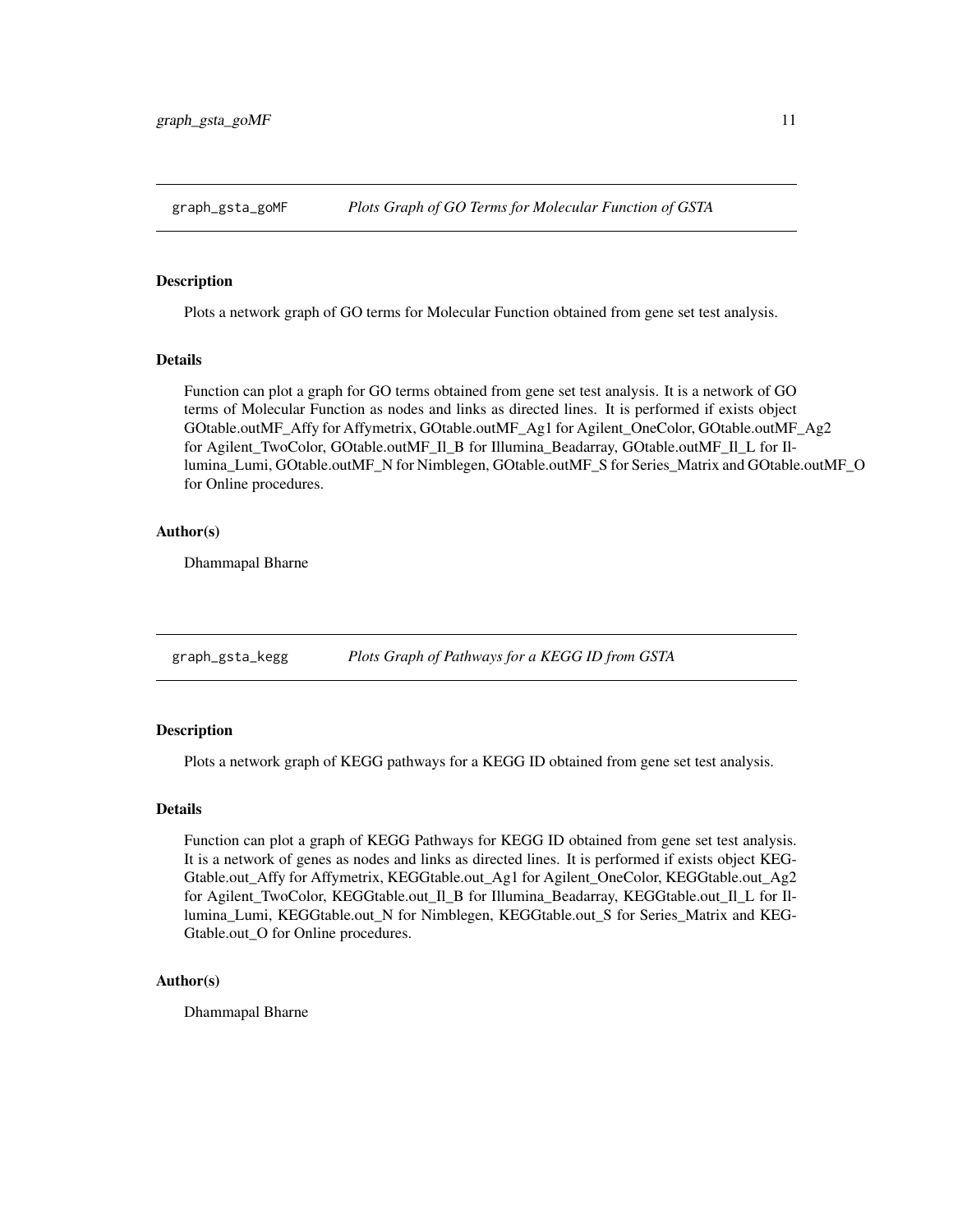## graph_gsta_goMF — *Plots Graph of GO Terms for Molecular Function of GSTA*

### Description

Plots a network graph of GO terms for Molecular Function obtained from gene set test analysis.

### Details

Function can plot a graph for GO terms obtained from gene set test analysis. It is a network of GO terms of Molecular Function as nodes and links as directed lines. It is performed if exists object GOtable.outMF_Affy for Affymetrix, GOtable.outMF_Ag1 for Agilent_OneColor, GOtable.outMF_Ag2 for Agilent_TwoColor, GOtable.outMF_Il_B for Illumina_Beadarray, GOtable.outMF_Il_L for Illumina_Lumi, GOtable.outMF_N for Nimblegen, GOtable.outMF_S for Series_Matrix and GOtable.outMF_O for Online procedures.

### Author(s)

Dhammapal Bharne

## graph_gsta_kegg — *Plots Graph of Pathways for a KEGG ID from GSTA*

### Description

Plots a network graph of KEGG pathways for a KEGG ID obtained from gene set test analysis.

### Details

Function can plot a graph of KEGG Pathways for KEGG ID obtained from gene set test analysis. It is a network of genes as nodes and links as directed lines. It is performed if exists object KEGGtable.out_Affy for Affymetrix, KEGGtable.out_Ag1 for Agilent_OneColor, KEGGtable.out_Ag2 for Agilent_TwoColor, KEGGtable.out_Il_B for Illumina_Beadarray, KEGGtable.out_Il_L for Illumina_Lumi, KEGGtable.out_N for Nimblegen, KEGGtable.out_S for Series_Matrix and KEGGtable.out_O for Online procedures.

### Author(s)

Dhammapal Bharne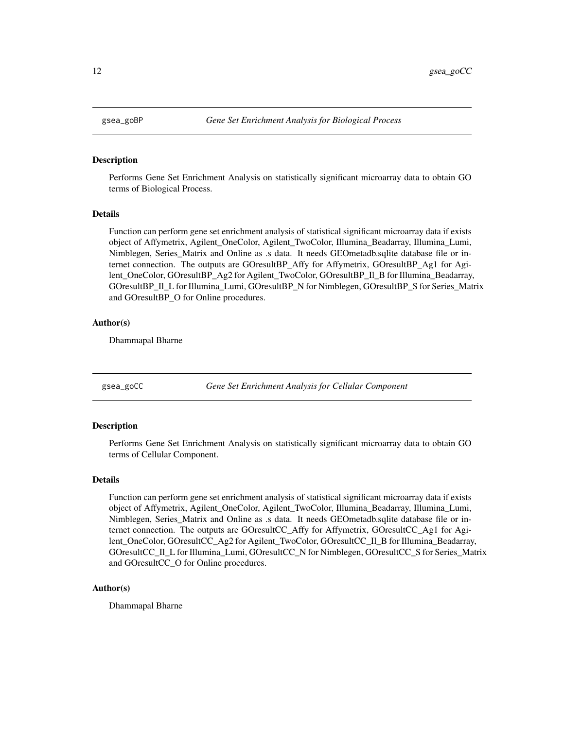## gsea_goBP — *Gene Set Enrichment Analysis for Biological Process*

### Description

Performs Gene Set Enrichment Analysis on statistically significant microarray data to obtain GO terms of Biological Process.

### Details

Function can perform gene set enrichment analysis of statistical significant microarray data if exists object of Affymetrix, Agilent_OneColor, Agilent_TwoColor, Illumina_Beadarray, Illumina_Lumi, Nimblegen, Series_Matrix and Online as .s data. It needs GEOmetadb.sqlite database file or internet connection. The outputs are GOresultBP_Affy for Affymetrix, GOresultBP_Ag1 for Agilent_OneColor, GOresultBP_Ag2 for Agilent_TwoColor, GOresultBP_Il_B for Illumina_Beadarray, GOresultBP_Il_L for Illumina_Lumi, GOresultBP_N for Nimblegen, GOresultBP_S for Series_Matrix and GOresultBP_O for Online procedures.

### Author(s)

Dhammapal Bharne

## gsea_goCC — *Gene Set Enrichment Analysis for Cellular Component*

### Description

Performs Gene Set Enrichment Analysis on statistically significant microarray data to obtain GO terms of Cellular Component.

### Details

Function can perform gene set enrichment analysis of statistical significant microarray data if exists object of Affymetrix, Agilent_OneColor, Agilent_TwoColor, Illumina_Beadarray, Illumina_Lumi, Nimblegen, Series_Matrix and Online as .s data. It needs GEOmetadb.sqlite database file or internet connection. The outputs are GOresultCC_Affy for Affymetrix, GOresultCC_Ag1 for Agilent_OneColor, GOresultCC_Ag2 for Agilent_TwoColor, GOresultCC_Il_B for Illumina_Beadarray, GOresultCC_Il_L for Illumina_Lumi, GOresultCC_N for Nimblegen, GOresultCC_S for Series_Matrix and GOresultCC_O for Online procedures.

### Author(s)

Dhammapal Bharne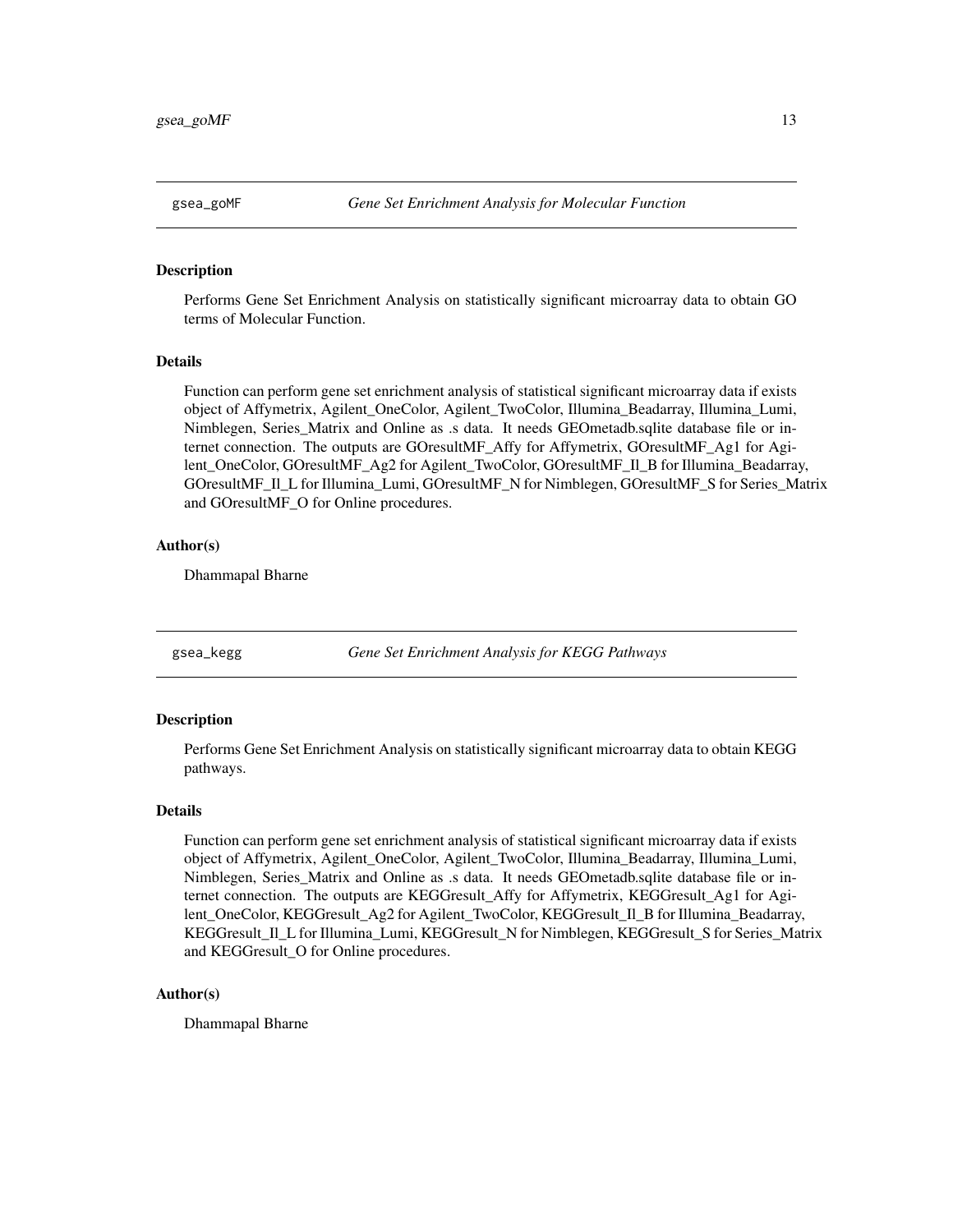## gsea_goMF — *Gene Set Enrichment Analysis for Molecular Function*

### Description

Performs Gene Set Enrichment Analysis on statistically significant microarray data to obtain GO terms of Molecular Function.

### Details

Function can perform gene set enrichment analysis of statistical significant microarray data if exists object of Affymetrix, Agilent_OneColor, Agilent_TwoColor, Illumina_Beadarray, Illumina_Lumi, Nimblegen, Series_Matrix and Online as .s data. It needs GEOmetadb.sqlite database file or internet connection. The outputs are GOresultMF_Affy for Affymetrix, GOresultMF_Ag1 for Agilent_OneColor, GOresultMF_Ag2 for Agilent_TwoColor, GOresultMF_Il_B for Illumina_Beadarray, GOresultMF_Il_L for Illumina_Lumi, GOresultMF_N for Nimblegen, GOresultMF_S for Series_Matrix and GOresultMF_O for Online procedures.

### Author(s)

Dhammapal Bharne

## gsea_kegg — *Gene Set Enrichment Analysis for KEGG Pathways*

### Description

Performs Gene Set Enrichment Analysis on statistically significant microarray data to obtain KEGG pathways.

### Details

Function can perform gene set enrichment analysis of statistical significant microarray data if exists object of Affymetrix, Agilent_OneColor, Agilent_TwoColor, Illumina_Beadarray, Illumina_Lumi, Nimblegen, Series_Matrix and Online as .s data. It needs GEOmetadb.sqlite database file or internet connection. The outputs are KEGGresult_Affy for Affymetrix, KEGGresult_Ag1 for Agilent_OneColor, KEGGresult_Ag2 for Agilent_TwoColor, KEGGresult_Il_B for Illumina_Beadarray, KEGGresult_Il_L for Illumina_Lumi, KEGGresult_N for Nimblegen, KEGGresult_S for Series_Matrix and KEGGresult_O for Online procedures.

### Author(s)

Dhammapal Bharne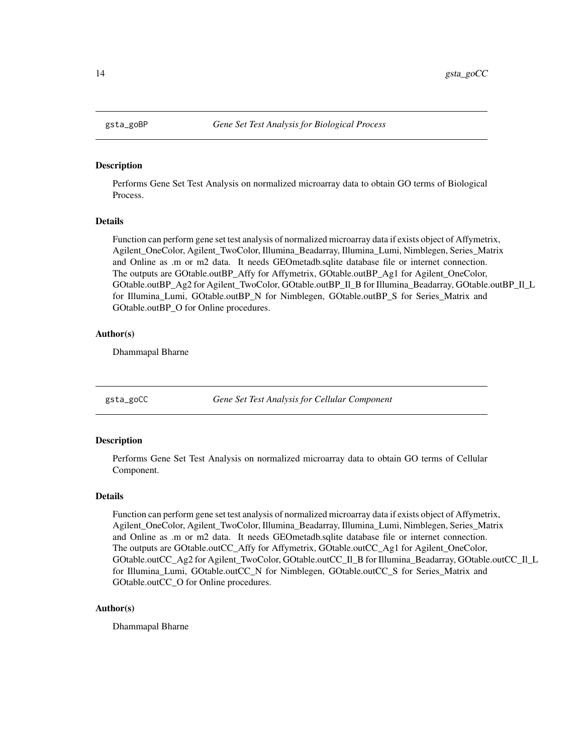## gsta_goBP — *Gene Set Test Analysis for Biological Process*

### Description

Performs Gene Set Test Analysis on normalized microarray data to obtain GO terms of Biological Process.

### Details

Function can perform gene set test analysis of normalized microarray data if exists object of Affymetrix, Agilent_OneColor, Agilent_TwoColor, Illumina_Beadarray, Illumina_Lumi, Nimblegen, Series_Matrix and Online as .m or m2 data. It needs GEOmetadb.sqlite database file or internet connection. The outputs are GOtable.outBP_Affy for Affymetrix, GOtable.outBP_Ag1 for Agilent_OneColor, GOtable.outBP_Ag2 for Agilent_TwoColor, GOtable.outBP_Il_B for Illumina_Beadarray, GOtable.outBP_Il_L for Illumina_Lumi, GOtable.outBP_N for Nimblegen, GOtable.outBP_S for Series_Matrix and GOtable.outBP_O for Online procedures.

### Author(s)

Dhammapal Bharne

## gsta_goCC — *Gene Set Test Analysis for Cellular Component*

### Description

Performs Gene Set Test Analysis on normalized microarray data to obtain GO terms of Cellular Component.

### Details

Function can perform gene set test analysis of normalized microarray data if exists object of Affymetrix, Agilent_OneColor, Agilent_TwoColor, Illumina_Beadarray, Illumina_Lumi, Nimblegen, Series_Matrix and Online as .m or m2 data. It needs GEOmetadb.sqlite database file or internet connection. The outputs are GOtable.outCC_Affy for Affymetrix, GOtable.outCC_Ag1 for Agilent_OneColor, GOtable.outCC_Ag2 for Agilent_TwoColor, GOtable.outCC_Il_B for Illumina_Beadarray, GOtable.outCC_Il_L for Illumina_Lumi, GOtable.outCC_N for Nimblegen, GOtable.outCC_S for Series_Matrix and GOtable.outCC_O for Online procedures.

### Author(s)

Dhammapal Bharne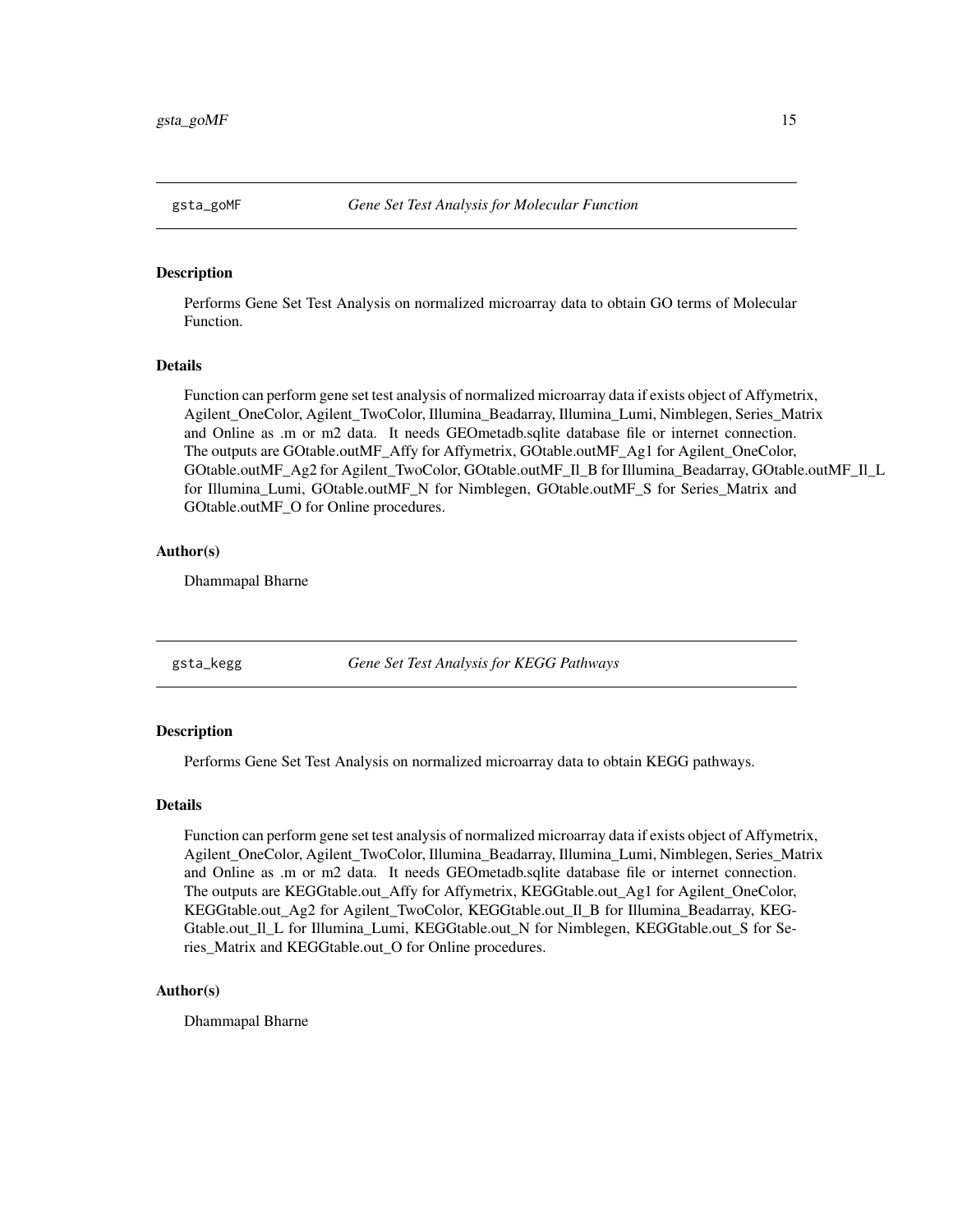## gsta_goMF *Gene Set Test Analysis for Molecular Function*

### Description

Performs Gene Set Test Analysis on normalized microarray data to obtain GO terms of Molecular Function.

### Details

Function can perform gene set test analysis of normalized microarray data if exists object of Affymetrix, Agilent_OneColor, Agilent_TwoColor, Illumina_Beadarray, Illumina_Lumi, Nimblegen, Series_Matrix and Online as .m or m2 data. It needs GEOmetadb.sqlite database file or internet connection. The outputs are GOtable.outMF_Affy for Affymetrix, GOtable.outMF_Ag1 for Agilent_OneColor, GOtable.outMF_Ag2 for Agilent_TwoColor, GOtable.outMF_Il_B for Illumina_Beadarray, GOtable.outMF_Il_L for Illumina_Lumi, GOtable.outMF_N for Nimblegen, GOtable.outMF_S for Series_Matrix and GOtable.outMF_O for Online procedures.

### Author(s)

Dhammapal Bharne

## gsta_kegg *Gene Set Test Analysis for KEGG Pathways*

### Description

Performs Gene Set Test Analysis on normalized microarray data to obtain KEGG pathways.

### Details

Function can perform gene set test analysis of normalized microarray data if exists object of Affymetrix, Agilent_OneColor, Agilent_TwoColor, Illumina_Beadarray, Illumina_Lumi, Nimblegen, Series_Matrix and Online as .m or m2 data. It needs GEOmetadb.sqlite database file or internet connection. The outputs are KEGGtable.out_Affy for Affymetrix, KEGGtable.out_Ag1 for Agilent_OneColor, KEGGtable.out_Ag2 for Agilent_TwoColor, KEGGtable.out_Il_B for Illumina_Beadarray, KEGGtable.out_Il_L for Illumina_Lumi, KEGGtable.out_N for Nimblegen, KEGGtable.out_S for Series_Matrix and KEGGtable.out_O for Online procedures.

### Author(s)

Dhammapal Bharne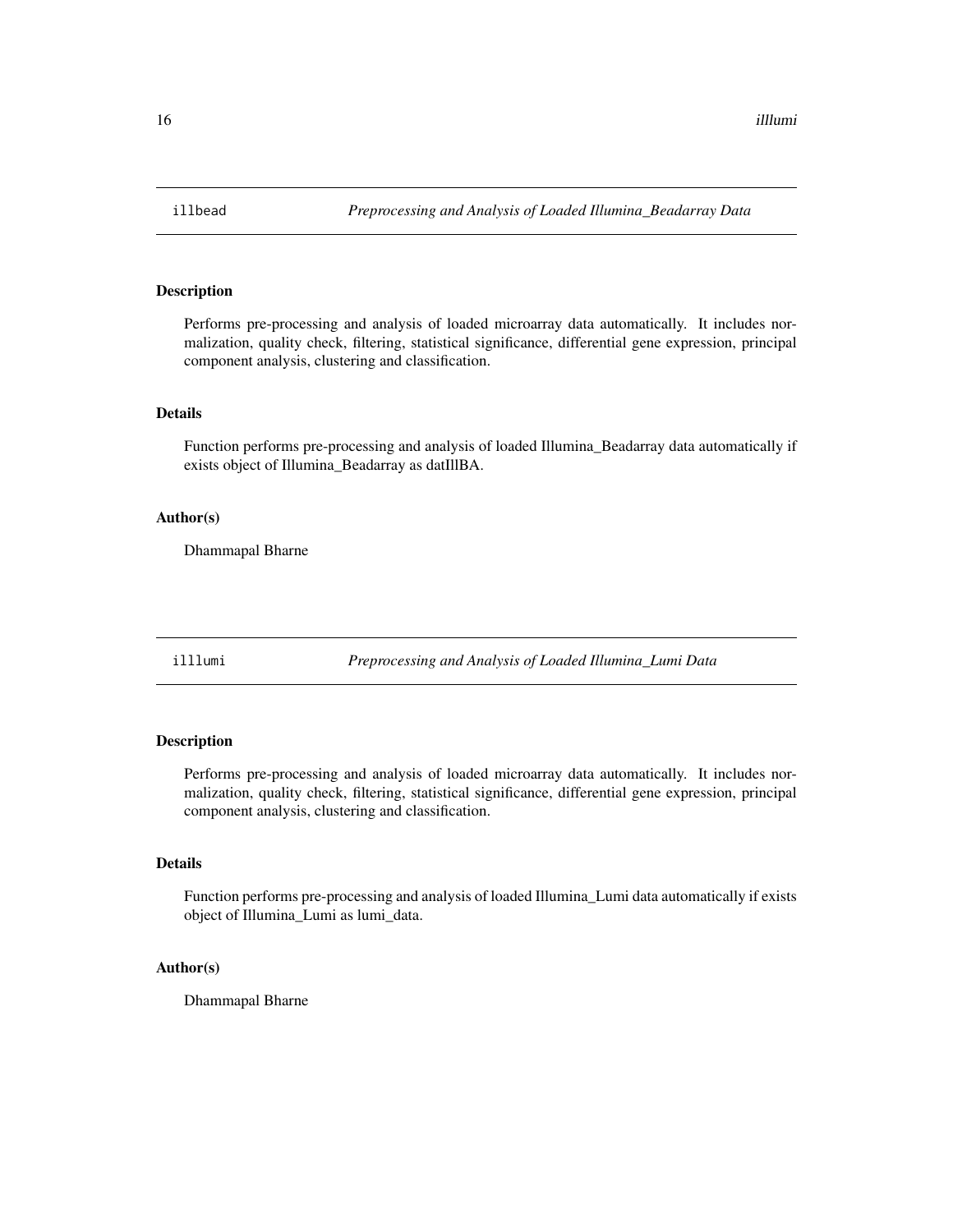## illbead — *Preprocessing and Analysis of Loaded Illumina_Beadarray Data*

### Description

Performs pre-processing and analysis of loaded microarray data automatically. It includes normalization, quality check, filtering, statistical significance, differential gene expression, principal component analysis, clustering and classification.

### Details

Function performs pre-processing and analysis of loaded Illumina_Beadarray data automatically if exists object of Illumina_Beadarray as datIllBA.

### Author(s)

Dhammapal Bharne

## illlumi — *Preprocessing and Analysis of Loaded Illumina_Lumi Data*

### Description

Performs pre-processing and analysis of loaded microarray data automatically. It includes normalization, quality check, filtering, statistical significance, differential gene expression, principal component analysis, clustering and classification.

### Details

Function performs pre-processing and analysis of loaded Illumina_Lumi data automatically if exists object of Illumina_Lumi as lumi_data.

### Author(s)

Dhammapal Bharne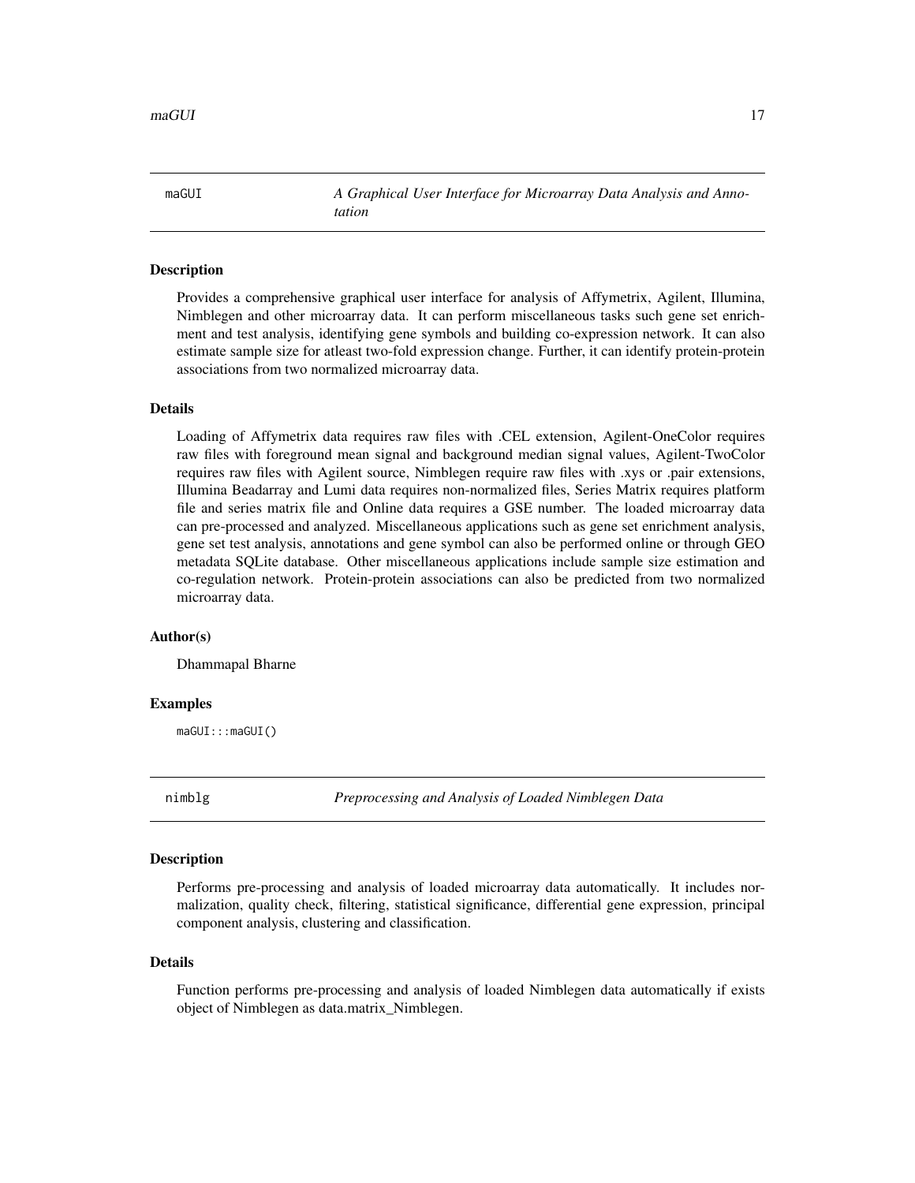## maGUI *A Graphical User Interface for Microarray Data Analysis and Annotation*

### Description

Provides a comprehensive graphical user interface for analysis of Affymetrix, Agilent, Illumina, Nimblegen and other microarray data. It can perform miscellaneous tasks such gene set enrichment and test analysis, identifying gene symbols and building co-expression network. It can also estimate sample size for atleast two-fold expression change. Further, it can identify protein-protein associations from two normalized microarray data.

### Details

Loading of Affymetrix data requires raw files with .CEL extension, Agilent-OneColor requires raw files with foreground mean signal and background median signal values, Agilent-TwoColor requires raw files with Agilent source, Nimblegen require raw files with .xys or .pair extensions, Illumina Beadarray and Lumi data requires non-normalized files, Series Matrix requires platform file and series matrix file and Online data requires a GSE number. The loaded microarray data can pre-processed and analyzed. Miscellaneous applications such as gene set enrichment analysis, gene set test analysis, annotations and gene symbol can also be performed online or through GEO metadata SQLite database. Other miscellaneous applications include sample size estimation and co-regulation network. Protein-protein associations can also be predicted from two normalized microarray data.

### Author(s)

Dhammapal Bharne

### Examples

```
maGUI:::maGUI()
```

## nimblg *Preprocessing and Analysis of Loaded Nimblegen Data*

### Description

Performs pre-processing and analysis of loaded microarray data automatically. It includes normalization, quality check, filtering, statistical significance, differential gene expression, principal component analysis, clustering and classification.

### Details

Function performs pre-processing and analysis of loaded Nimblegen data automatically if exists object of Nimblegen as data.matrix_Nimblegen.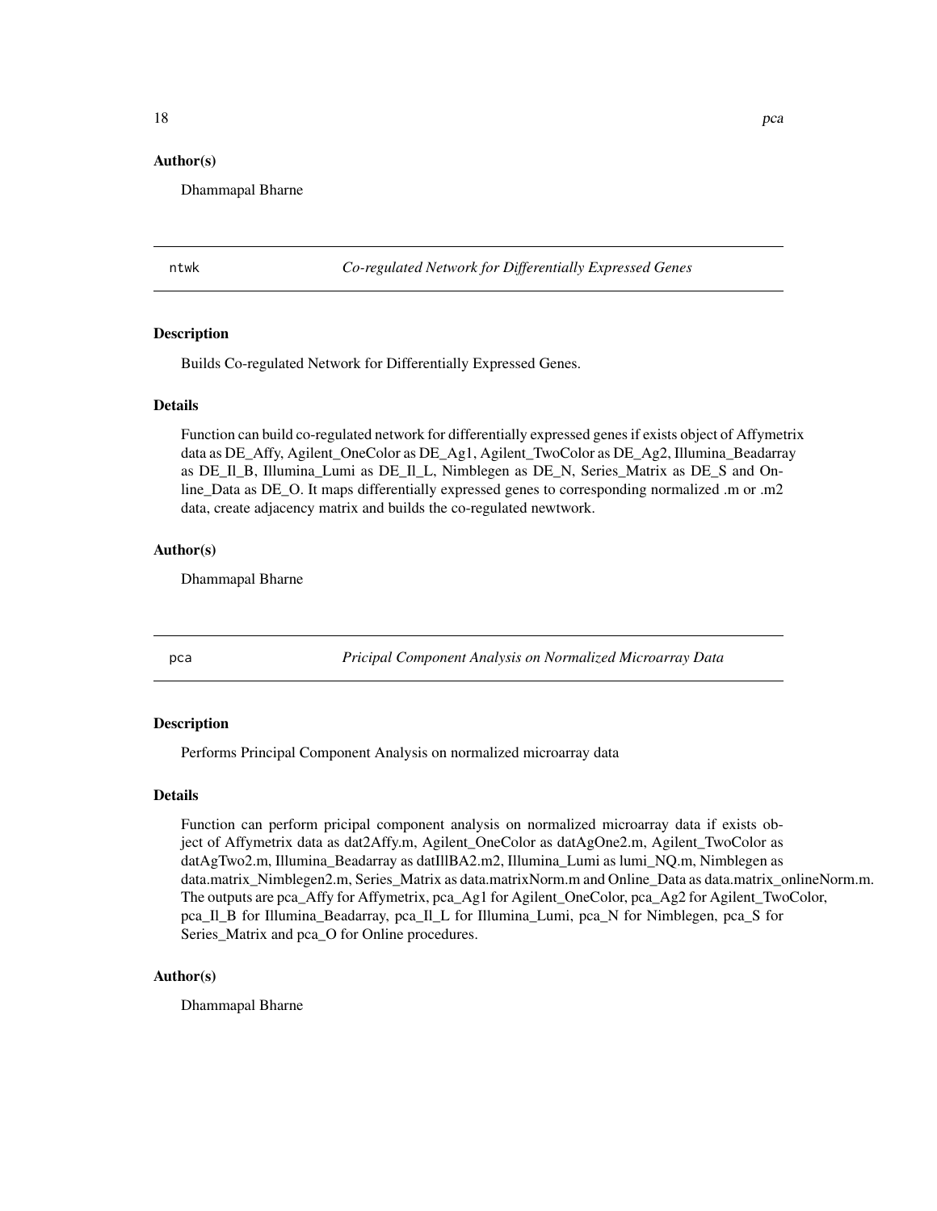### Author(s)

Dhammapal Bharne

---

## ntwk — *Co-regulated Network for Differentially Expressed Genes*

### Description

Builds Co-regulated Network for Differentially Expressed Genes.

### Details

Function can build co-regulated network for differentially expressed genes if exists object of Affymetrix data as DE_Affy, Agilent_OneColor as DE_Ag1, Agilent_TwoColor as DE_Ag2, Illumina_Beadarray as DE_Il_B, Illumina_Lumi as DE_Il_L, Nimblegen as DE_N, Series_Matrix as DE_S and Online_Data as DE_O. It maps differentially expressed genes to corresponding normalized .m or .m2 data, create adjacency matrix and builds the co-regulated newtwork.

### Author(s)

Dhammapal Bharne

---

## pca — *Pricipal Component Analysis on Normalized Microarray Data*

### Description

Performs Principal Component Analysis on normalized microarray data

### Details

Function can perform pricipal component analysis on normalized microarray data if exists object of Affymetrix data as dat2Affy.m, Agilent_OneColor as datAgOne2.m, Agilent_TwoColor as datAgTwo2.m, Illumina_Beadarray as datIllBA2.m2, Illumina_Lumi as lumi_NQ.m, Nimblegen as data.matrix_Nimblegen2.m, Series_Matrix as data.matrixNorm.m and Online_Data as data.matrix_onlineNorm.m. The outputs are pca_Affy for Affymetrix, pca_Ag1 for Agilent_OneColor, pca_Ag2 for Agilent_TwoColor, pca_Il_B for Illumina_Beadarray, pca_Il_L for Illumina_Lumi, pca_N for Nimblegen, pca_S for Series_Matrix and pca_O for Online procedures.

### Author(s)

Dhammapal Bharne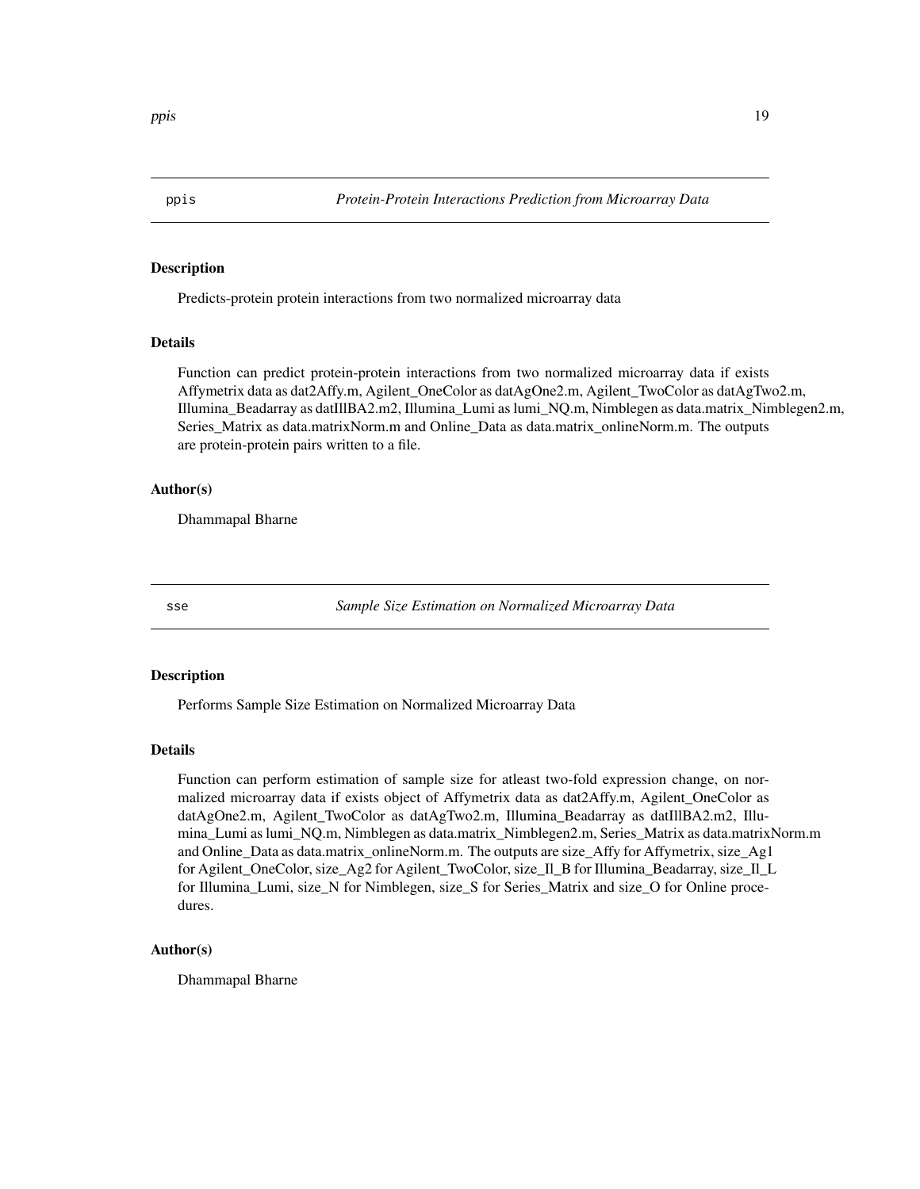## ppis — *Protein-Protein Interactions Prediction from Microarray Data*

### Description

Predicts-protein protein interactions from two normalized microarray data

### Details

Function can predict protein-protein interactions from two normalized microarray data if exists Affymetrix data as dat2Affy.m, Agilent_OneColor as datAgOne2.m, Agilent_TwoColor as datAgTwo2.m, Illumina_Beadarray as datIllBA2.m2, Illumina_Lumi as lumi_NQ.m, Nimblegen as data.matrix_Nimblegen2.m, Series_Matrix as data.matrixNorm.m and Online_Data as data.matrix_onlineNorm.m. The outputs are protein-protein pairs written to a file.

### Author(s)

Dhammapal Bharne

## sse — *Sample Size Estimation on Normalized Microarray Data*

### Description

Performs Sample Size Estimation on Normalized Microarray Data

### Details

Function can perform estimation of sample size for atleast two-fold expression change, on normalized microarray data if exists object of Affymetrix data as dat2Affy.m, Agilent_OneColor as datAgOne2.m, Agilent_TwoColor as datAgTwo2.m, Illumina_Beadarray as datIllBA2.m2, Illumina_Lumi as lumi_NQ.m, Nimblegen as data.matrix_Nimblegen2.m, Series_Matrix as data.matrixNorm.m and Online_Data as data.matrix_onlineNorm.m. The outputs are size_Affy for Affymetrix, size_Ag1 for Agilent_OneColor, size_Ag2 for Agilent_TwoColor, size_Il_B for Illumina_Beadarray, size_Il_L for Illumina_Lumi, size_N for Nimblegen, size_S for Series_Matrix and size_O for Online procedures.

### Author(s)

Dhammapal Bharne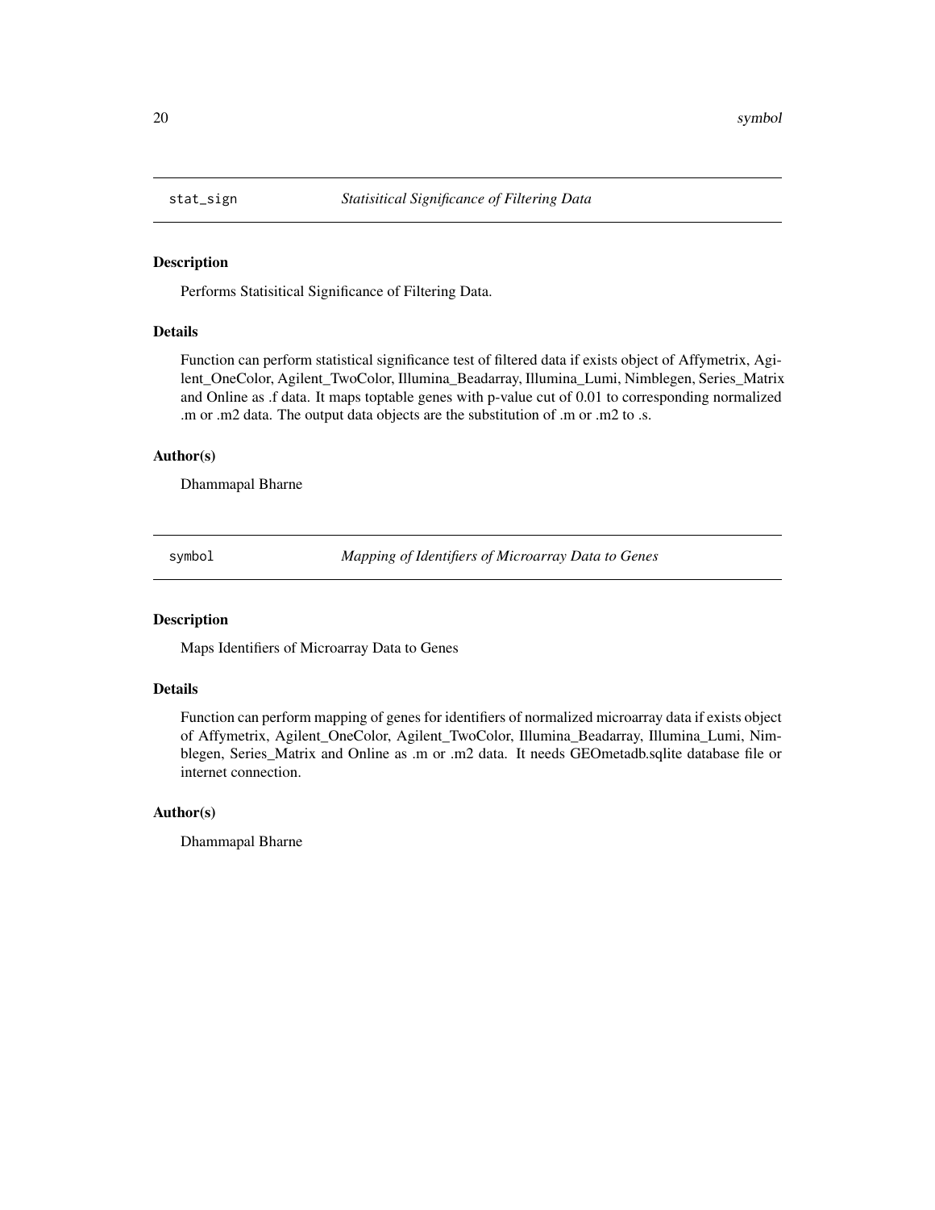## stat_sign — *Statisitical Significance of Filtering Data*

### Description

Performs Statisitical Significance of Filtering Data.

### Details

Function can perform statistical significance test of filtered data if exists object of Affymetrix, Agilent_OneColor, Agilent_TwoColor, Illumina_Beadarray, Illumina_Lumi, Nimblegen, Series_Matrix and Online as .f data. It maps toptable genes with p-value cut of 0.01 to corresponding normalized .m or .m2 data. The output data objects are the substitution of .m or .m2 to .s.

### Author(s)

Dhammapal Bharne

## symbol — *Mapping of Identifiers of Microarray Data to Genes*

### Description

Maps Identifiers of Microarray Data to Genes

### Details

Function can perform mapping of genes for identifiers of normalized microarray data if exists object of Affymetrix, Agilent_OneColor, Agilent_TwoColor, Illumina_Beadarray, Illumina_Lumi, Nimblegen, Series_Matrix and Online as .m or .m2 data. It needs GEOmetadb.sqlite database file or internet connection.

### Author(s)

Dhammapal Bharne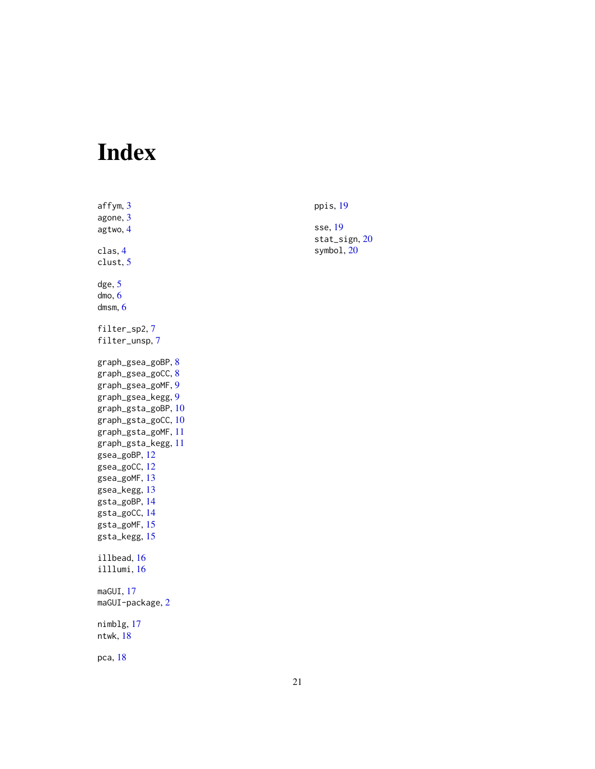# Index

affym, 3
agone, 3
agtwo, 4

clas, 4
clust, 5

dge, 5
dmo, 6
dmsm, 6

filter_sp2, 7
filter_unsp, 7

graph_gsea_goBP, 8
graph_gsea_goCC, 8
graph_gsea_goMF, 9
graph_gsea_kegg, 9
graph_gsta_goBP, 10
graph_gsta_goCC, 10
graph_gsta_goMF, 11
graph_gsta_kegg, 11
gsea_goBP, 12
gsea_goCC, 12
gsea_goMF, 13
gsea_kegg, 13
gsta_goBP, 14
gsta_goCC, 14
gsta_goMF, 15
gsta_kegg, 15

illbead, 16
illlumi, 16

maGUI, 17
maGUI-package, 2

nimblg, 17
ntwk, 18

pca, 18
ppis, 19

sse, 19
stat_sign, 20
symbol, 20